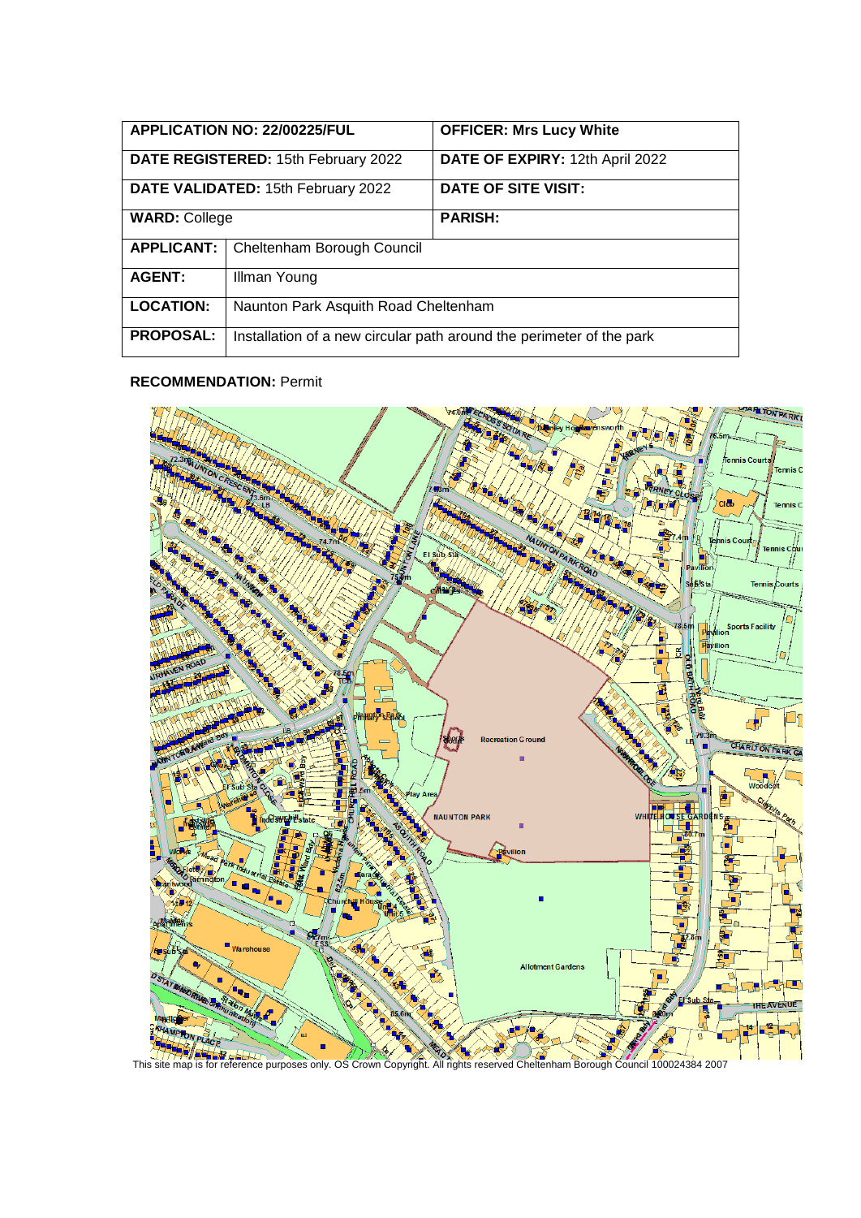| APPLICATION NO: 22/00225/FUL | | OFFICER: Mrs Lucy White |
|---|---|---|
| DATE REGISTERED: 15th February 2022 | | DATE OF EXPIRY: 12th April 2022 |
| DATE VALIDATED: 15th February 2022 | | DATE OF SITE VISIT: |
| WARD: College | | PARISH: |
| APPLICANT: | Cheltenham Borough Council | |
| AGENT: | Illman Young | |
| LOCATION: | Naunton Park Asquith Road Cheltenham | |
| PROPOSAL: | Installation of a new circular path around the perimeter of the park | |

**RECOMMENDATION:** Permit

This site map is for reference purposes only. OS Crown Copyright. All rights reserved Cheltenham Borough Council 100024384 2007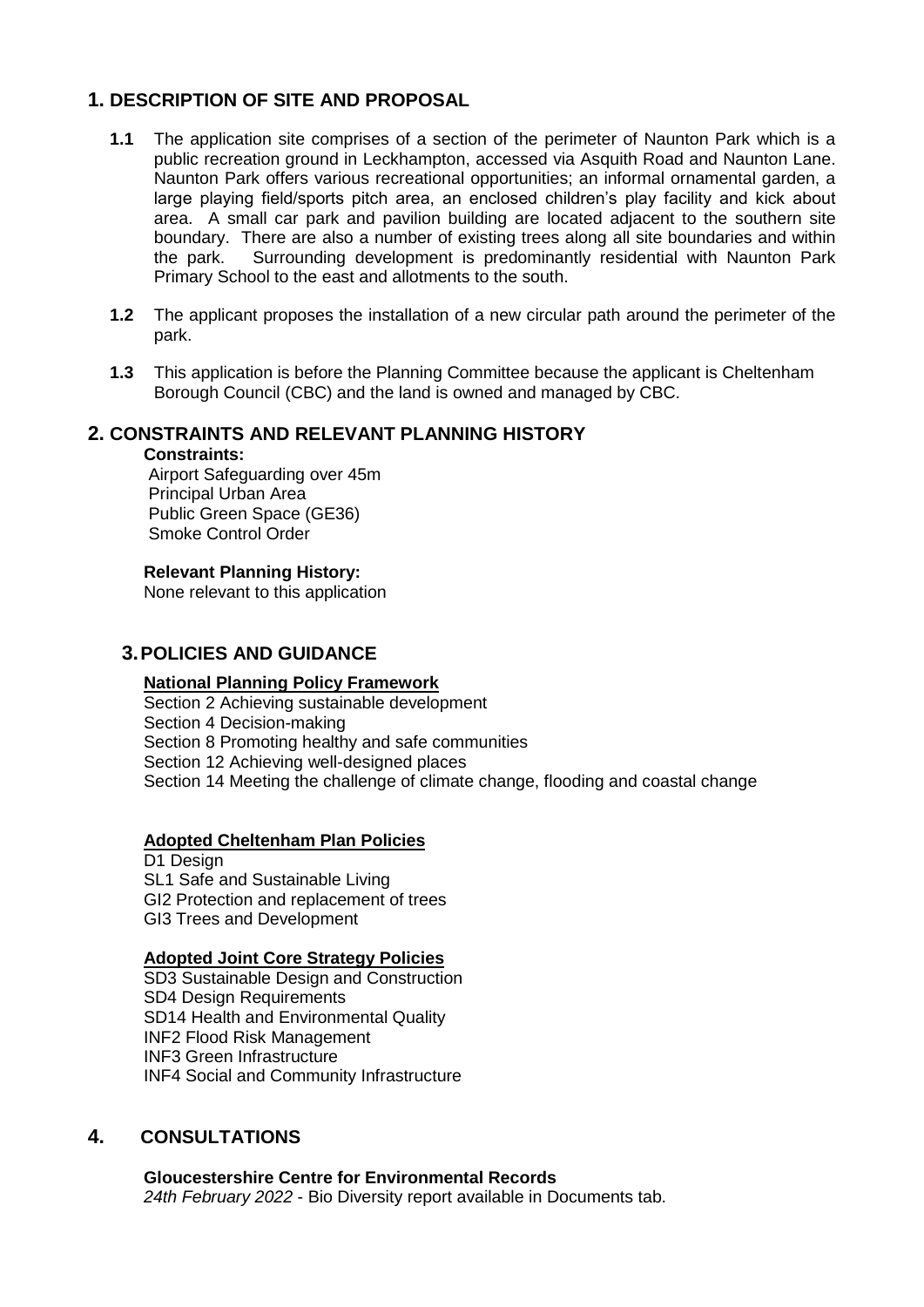## 1. DESCRIPTION OF SITE AND PROPOSAL

**1.1** The application site comprises of a section of the perimeter of Naunton Park which is a public recreation ground in Leckhampton, accessed via Asquith Road and Naunton Lane. Naunton Park offers various recreational opportunities; an informal ornamental garden, a large playing field/sports pitch area, an enclosed children's play facility and kick about area. A small car park and pavilion building are located adjacent to the southern site boundary. There are also a number of existing trees along all site boundaries and within the park. Surrounding development is predominantly residential with Naunton Park Primary School to the east and allotments to the south.

**1.2** The applicant proposes the installation of a new circular path around the perimeter of the park.

**1.3** This application is before the Planning Committee because the applicant is Cheltenham Borough Council (CBC) and the land is owned and managed by CBC.

## 2. CONSTRAINTS AND RELEVANT PLANNING HISTORY

**Constraints:**

Airport Safeguarding over 45m
Principal Urban Area
Public Green Space (GE36)
Smoke Control Order

**Relevant Planning History:**

None relevant to this application

## 3. POLICIES AND GUIDANCE

**National Planning Policy Framework**

Section 2 Achieving sustainable development
Section 4 Decision-making
Section 8 Promoting healthy and safe communities
Section 12 Achieving well-designed places
Section 14 Meeting the challenge of climate change, flooding and coastal change

**Adopted Cheltenham Plan Policies**

D1 Design
SL1 Safe and Sustainable Living
GI2 Protection and replacement of trees
GI3 Trees and Development

**Adopted Joint Core Strategy Policies**

SD3 Sustainable Design and Construction
SD4 Design Requirements
SD14 Health and Environmental Quality
INF2 Flood Risk Management
INF3 Green Infrastructure
INF4 Social and Community Infrastructure

## 4. CONSULTATIONS

**Gloucestershire Centre for Environmental Records**

*24th February 2022* - Bio Diversity report available in Documents tab.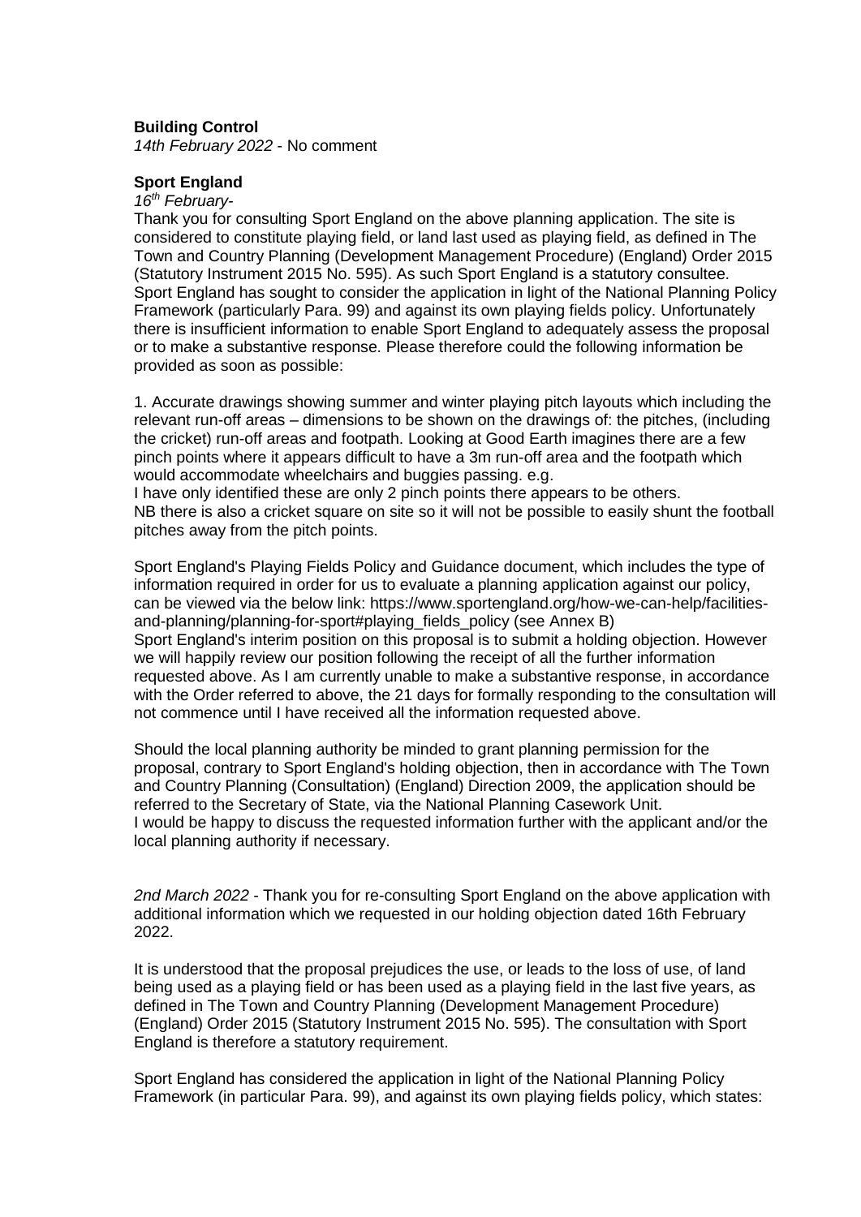**Building Control**

*14th February 2022* - No comment

**Sport England**

*16th February*-

Thank you for consulting Sport England on the above planning application. The site is considered to constitute playing field, or land last used as playing field, as defined in The Town and Country Planning (Development Management Procedure) (England) Order 2015 (Statutory Instrument 2015 No. 595). As such Sport England is a statutory consultee. Sport England has sought to consider the application in light of the National Planning Policy Framework (particularly Para. 99) and against its own playing fields policy. Unfortunately there is insufficient information to enable Sport England to adequately assess the proposal or to make a substantive response. Please therefore could the following information be provided as soon as possible:

1. Accurate drawings showing summer and winter playing pitch layouts which including the relevant run-off areas – dimensions to be shown on the drawings of: the pitches, (including the cricket) run-off areas and footpath. Looking at Good Earth imagines there are a few pinch points where it appears difficult to have a 3m run-off area and the footpath which would accommodate wheelchairs and buggies passing. e.g.

I have only identified these are only 2 pinch points there appears to be others.

NB there is also a cricket square on site so it will not be possible to easily shunt the football pitches away from the pitch points.

Sport England's Playing Fields Policy and Guidance document, which includes the type of information required in order for us to evaluate a planning application against our policy, can be viewed via the below link: https://www.sportengland.org/how-we-can-help/facilities-and-planning/planning-for-sport#playing_fields_policy (see Annex B)

Sport England's interim position on this proposal is to submit a holding objection. However we will happily review our position following the receipt of all the further information requested above. As I am currently unable to make a substantive response, in accordance with the Order referred to above, the 21 days for formally responding to the consultation will not commence until I have received all the information requested above.

Should the local planning authority be minded to grant planning permission for the proposal, contrary to Sport England's holding objection, then in accordance with The Town and Country Planning (Consultation) (England) Direction 2009, the application should be referred to the Secretary of State, via the National Planning Casework Unit.

I would be happy to discuss the requested information further with the applicant and/or the local planning authority if necessary.

*2nd March 2022* - Thank you for re-consulting Sport England on the above application with additional information which we requested in our holding objection dated 16th February 2022.

It is understood that the proposal prejudices the use, or leads to the loss of use, of land being used as a playing field or has been used as a playing field in the last five years, as defined in The Town and Country Planning (Development Management Procedure) (England) Order 2015 (Statutory Instrument 2015 No. 595). The consultation with Sport England is therefore a statutory requirement.

Sport England has considered the application in light of the National Planning Policy Framework (in particular Para. 99), and against its own playing fields policy, which states: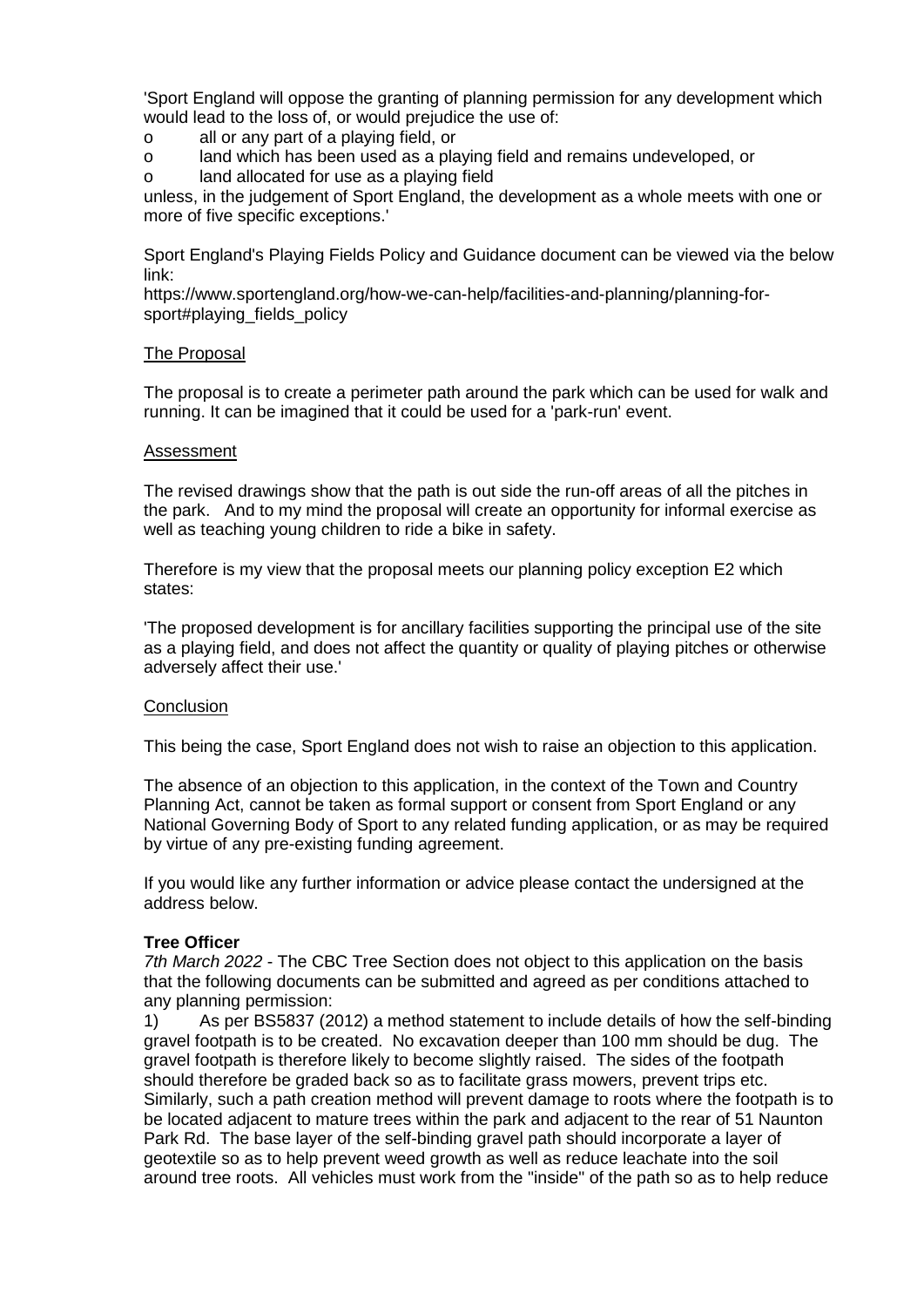'Sport England will oppose the granting of planning permission for any development which would lead to the loss of, or would prejudice the use of:

- o all or any part of a playing field, or
- o land which has been used as a playing field and remains undeveloped, or
- o land allocated for use as a playing field

unless, in the judgement of Sport England, the development as a whole meets with one or more of five specific exceptions.'

Sport England's Playing Fields Policy and Guidance document can be viewed via the below link:
https://www.sportengland.org/how-we-can-help/facilities-and-planning/planning-for-sport#playing_fields_policy

The Proposal

The proposal is to create a perimeter path around the park which can be used for walk and running. It can be imagined that it could be used for a 'park-run' event.

Assessment

The revised drawings show that the path is out side the run-off areas of all the pitches in the park. And to my mind the proposal will create an opportunity for informal exercise as well as teaching young children to ride a bike in safety.

Therefore is my view that the proposal meets our planning policy exception E2 which states:

'The proposed development is for ancillary facilities supporting the principal use of the site as a playing field, and does not affect the quantity or quality of playing pitches or otherwise adversely affect their use.'

Conclusion

This being the case, Sport England does not wish to raise an objection to this application.

The absence of an objection to this application, in the context of the Town and Country Planning Act, cannot be taken as formal support or consent from Sport England or any National Governing Body of Sport to any related funding application, or as may be required by virtue of any pre-existing funding agreement.

If you would like any further information or advice please contact the undersigned at the address below.

**Tree Officer**

*7th March 2022* - The CBC Tree Section does not object to this application on the basis that the following documents can be submitted and agreed as per conditions attached to any planning permission:

1) As per BS5837 (2012) a method statement to include details of how the self-binding gravel footpath is to be created. No excavation deeper than 100 mm should be dug. The gravel footpath is therefore likely to become slightly raised. The sides of the footpath should therefore be graded back so as to facilitate grass mowers, prevent trips etc. Similarly, such a path creation method will prevent damage to roots where the footpath is to be located adjacent to mature trees within the park and adjacent to the rear of 51 Naunton Park Rd. The base layer of the self-binding gravel path should incorporate a layer of geotextile so as to help prevent weed growth as well as reduce leachate into the soil around tree roots. All vehicles must work from the "inside" of the path so as to help reduce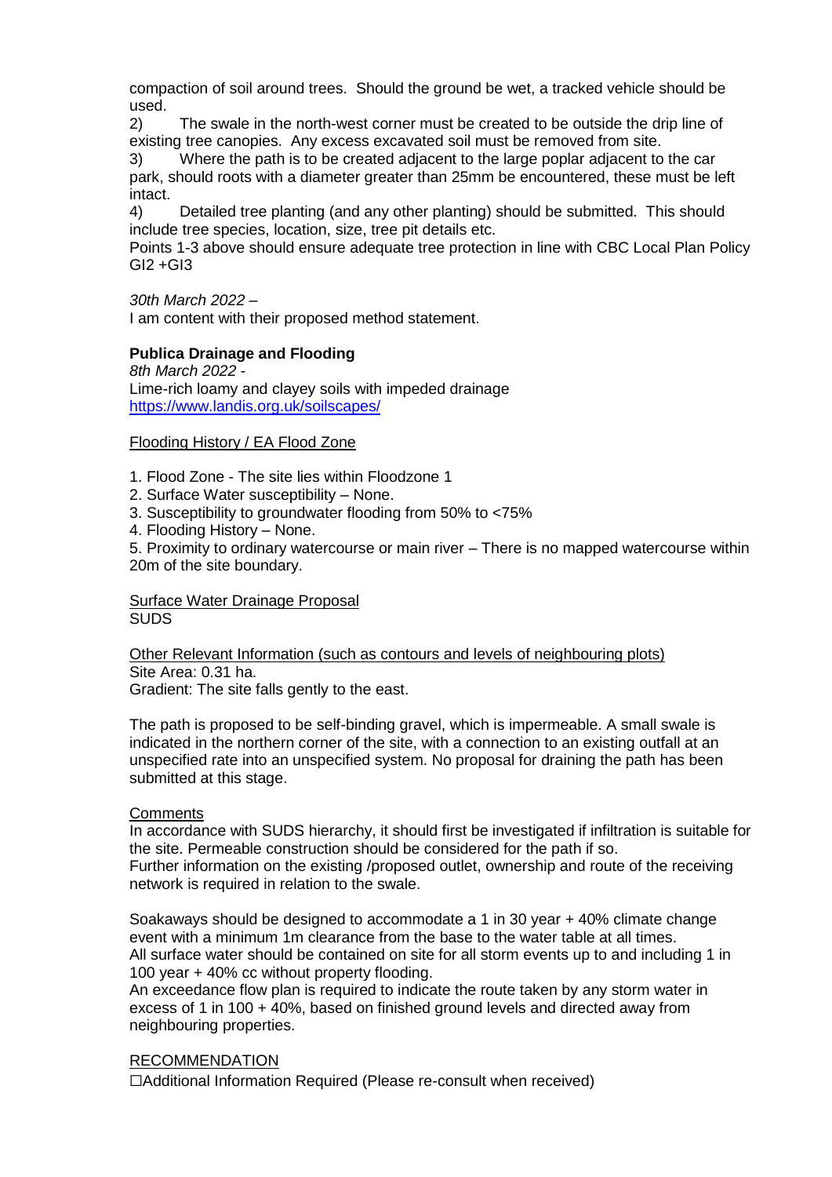compaction of soil around trees. Should the ground be wet, a tracked vehicle should be used.

2) The swale in the north-west corner must be created to be outside the drip line of existing tree canopies. Any excess excavated soil must be removed from site.

3) Where the path is to be created adjacent to the large poplar adjacent to the car park, should roots with a diameter greater than 25mm be encountered, these must be left intact.

4) Detailed tree planting (and any other planting) should be submitted. This should include tree species, location, size, tree pit details etc.

Points 1-3 above should ensure adequate tree protection in line with CBC Local Plan Policy GI2 +GI3

*30th March 2022* –
I am content with their proposed method statement.

**Publica Drainage and Flooding**

*8th March 2022* -
Lime-rich loamy and clayey soils with impeded drainage
https://www.landis.org.uk/soilscapes/

<u>Flooding History / EA Flood Zone</u>

1. Flood Zone - The site lies within Floodzone 1
2. Surface Water susceptibility – None.
3. Susceptibility to groundwater flooding from 50% to <75%
4. Flooding History – None.
5. Proximity to ordinary watercourse or main river – There is no mapped watercourse within 20m of the site boundary.

<u>Surface Water Drainage Proposal</u>
SUDS

<u>Other Relevant Information (such as contours and levels of neighbouring plots)</u>
Site Area: 0.31 ha.
Gradient: The site falls gently to the east.

The path is proposed to be self-binding gravel, which is impermeable. A small swale is indicated in the northern corner of the site, with a connection to an existing outfall at an unspecified rate into an unspecified system. No proposal for draining the path has been submitted at this stage.

<u>Comments</u>
In accordance with SUDS hierarchy, it should first be investigated if infiltration is suitable for the site. Permeable construction should be considered for the path if so.
Further information on the existing /proposed outlet, ownership and route of the receiving network is required in relation to the swale.

Soakaways should be designed to accommodate a 1 in 30 year + 40% climate change event with a minimum 1m clearance from the base to the water table at all times.
All surface water should be contained on site for all storm events up to and including 1 in 100 year + 40% cc without property flooding.
An exceedance flow plan is required to indicate the route taken by any storm water in excess of 1 in 100 + 40%, based on finished ground levels and directed away from neighbouring properties.

<u>RECOMMENDATION</u>
☐Additional Information Required (Please re-consult when received)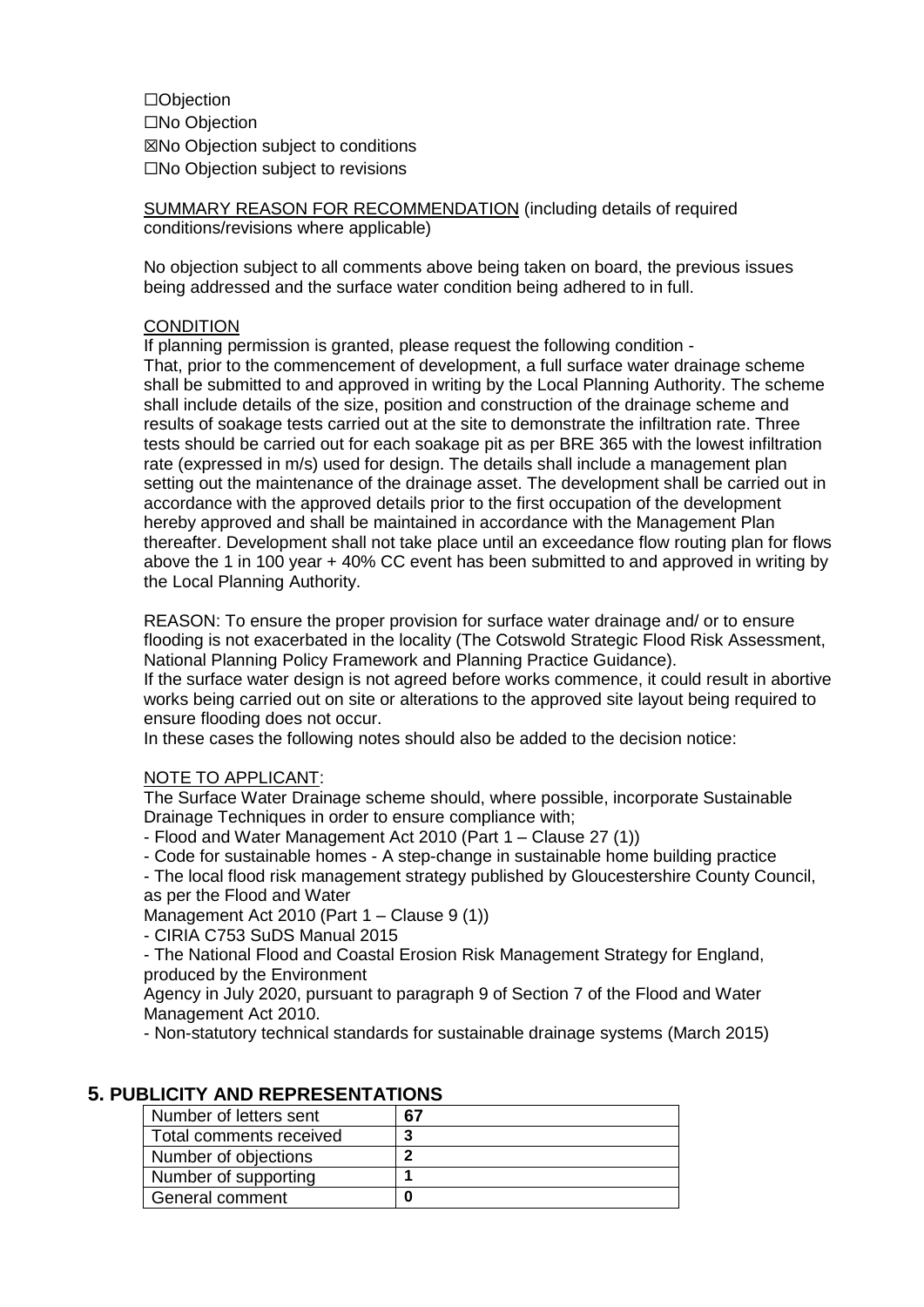☐Objection
☐No Objection
☒No Objection subject to conditions
☐No Objection subject to revisions

SUMMARY REASON FOR RECOMMENDATION (including details of required conditions/revisions where applicable)

No objection subject to all comments above being taken on board, the previous issues being addressed and the surface water condition being adhered to in full.

CONDITION

If planning permission is granted, please request the following condition -
That, prior to the commencement of development, a full surface water drainage scheme shall be submitted to and approved in writing by the Local Planning Authority. The scheme shall include details of the size, position and construction of the drainage scheme and results of soakage tests carried out at the site to demonstrate the infiltration rate. Three tests should be carried out for each soakage pit as per BRE 365 with the lowest infiltration rate (expressed in m/s) used for design. The details shall include a management plan setting out the maintenance of the drainage asset. The development shall be carried out in accordance with the approved details prior to the first occupation of the development hereby approved and shall be maintained in accordance with the Management Plan thereafter. Development shall not take place until an exceedance flow routing plan for flows above the 1 in 100 year + 40% CC event has been submitted to and approved in writing by the Local Planning Authority.

REASON: To ensure the proper provision for surface water drainage and/ or to ensure flooding is not exacerbated in the locality (The Cotswold Strategic Flood Risk Assessment, National Planning Policy Framework and Planning Practice Guidance).
If the surface water design is not agreed before works commence, it could result in abortive works being carried out on site or alterations to the approved site layout being required to ensure flooding does not occur.
In these cases the following notes should also be added to the decision notice:

NOTE TO APPLICANT:

The Surface Water Drainage scheme should, where possible, incorporate Sustainable Drainage Techniques in order to ensure compliance with;
- Flood and Water Management Act 2010 (Part 1 – Clause 27 (1))
- Code for sustainable homes - A step-change in sustainable home building practice
- The local flood risk management strategy published by Gloucestershire County Council, as per the Flood and Water Management Act 2010 (Part 1 – Clause 9 (1))
- CIRIA C753 SuDS Manual 2015
- The National Flood and Coastal Erosion Risk Management Strategy for England, produced by the Environment Agency in July 2020, pursuant to paragraph 9 of Section 7 of the Flood and Water Management Act 2010.
- Non-statutory technical standards for sustainable drainage systems (March 2015)

## 5. PUBLICITY AND REPRESENTATIONS

| | |
|---|---|
| Number of letters sent | **67** |
| Total comments received | **3** |
| Number of objections | **2** |
| Number of supporting | **1** |
| General comment | **0** |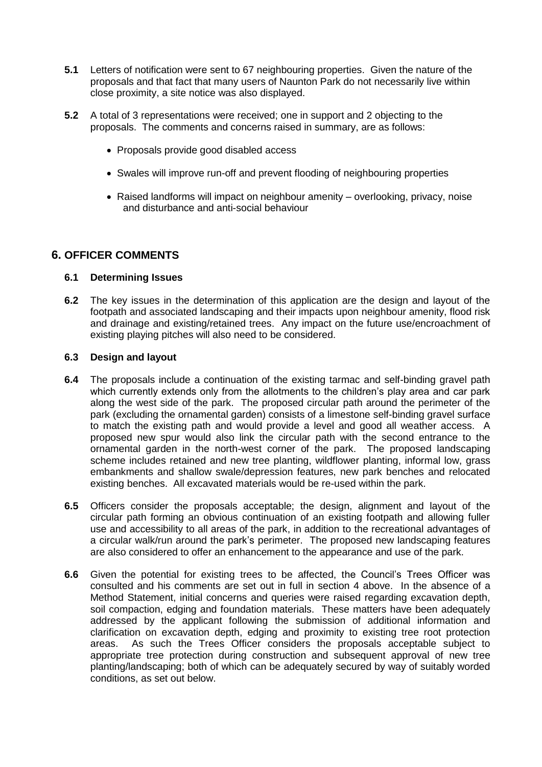**5.1** Letters of notification were sent to 67 neighbouring properties. Given the nature of the proposals and that fact that many users of Naunton Park do not necessarily live within close proximity, a site notice was also displayed.

**5.2** A total of 3 representations were received; one in support and 2 objecting to the proposals. The comments and concerns raised in summary, are as follows:

- Proposals provide good disabled access
- Swales will improve run-off and prevent flooding of neighbouring properties
- Raised landforms will impact on neighbour amenity – overlooking, privacy, noise and disturbance and anti-social behaviour

## 6. OFFICER COMMENTS

### 6.1 Determining Issues

**6.2** The key issues in the determination of this application are the design and layout of the footpath and associated landscaping and their impacts upon neighbour amenity, flood risk and drainage and existing/retained trees. Any impact on the future use/encroachment of existing playing pitches will also need to be considered.

### 6.3 Design and layout

**6.4** The proposals include a continuation of the existing tarmac and self-binding gravel path which currently extends only from the allotments to the children's play area and car park along the west side of the park. The proposed circular path around the perimeter of the park (excluding the ornamental garden) consists of a limestone self-binding gravel surface to match the existing path and would provide a level and good all weather access. A proposed new spur would also link the circular path with the second entrance to the ornamental garden in the north-west corner of the park. The proposed landscaping scheme includes retained and new tree planting, wildflower planting, informal low, grass embankments and shallow swale/depression features, new park benches and relocated existing benches. All excavated materials would be re-used within the park.

**6.5** Officers consider the proposals acceptable; the design, alignment and layout of the circular path forming an obvious continuation of an existing footpath and allowing fuller use and accessibility to all areas of the park, in addition to the recreational advantages of a circular walk/run around the park's perimeter. The proposed new landscaping features are also considered to offer an enhancement to the appearance and use of the park.

**6.6** Given the potential for existing trees to be affected, the Council's Trees Officer was consulted and his comments are set out in full in section 4 above. In the absence of a Method Statement, initial concerns and queries were raised regarding excavation depth, soil compaction, edging and foundation materials. These matters have been adequately addressed by the applicant following the submission of additional information and clarification on excavation depth, edging and proximity to existing tree root protection areas. As such the Trees Officer considers the proposals acceptable subject to appropriate tree protection during construction and subsequent approval of new tree planting/landscaping; both of which can be adequately secured by way of suitably worded conditions, as set out below.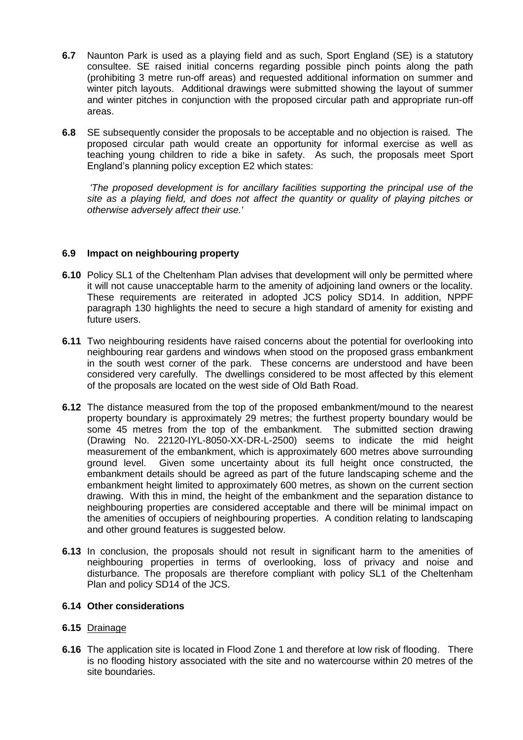**6.7** Naunton Park is used as a playing field and as such, Sport England (SE) is a statutory consultee. SE raised initial concerns regarding possible pinch points along the path (prohibiting 3 metre run-off areas) and requested additional information on summer and winter pitch layouts. Additional drawings were submitted showing the layout of summer and winter pitches in conjunction with the proposed circular path and appropriate run-off areas.

**6.8** SE subsequently consider the proposals to be acceptable and no objection is raised. The proposed circular path would create an opportunity for informal exercise as well as teaching young children to ride a bike in safety. As such, the proposals meet Sport England's planning policy exception E2 which states:

*'The proposed development is for ancillary facilities supporting the principal use of the site as a playing field, and does not affect the quantity or quality of playing pitches or otherwise adversely affect their use.'*

**6.9 Impact on neighbouring property**

**6.10** Policy SL1 of the Cheltenham Plan advises that development will only be permitted where it will not cause unacceptable harm to the amenity of adjoining land owners or the locality. These requirements are reiterated in adopted JCS policy SD14. In addition, NPPF paragraph 130 highlights the need to secure a high standard of amenity for existing and future users.

**6.11** Two neighbouring residents have raised concerns about the potential for overlooking into neighbouring rear gardens and windows when stood on the proposed grass embankment in the south west corner of the park. These concerns are understood and have been considered very carefully. The dwellings considered to be most affected by this element of the proposals are located on the west side of Old Bath Road.

**6.12** The distance measured from the top of the proposed embankment/mound to the nearest property boundary is approximately 29 metres; the furthest property boundary would be some 45 metres from the top of the embankment. The submitted section drawing (Drawing No. 22120-IYL-8050-XX-DR-L-2500) seems to indicate the mid height measurement of the embankment, which is approximately 600 metres above surrounding ground level. Given some uncertainty about its full height once constructed, the embankment details should be agreed as part of the future landscaping scheme and the embankment height limited to approximately 600 metres, as shown on the current section drawing. With this in mind, the height of the embankment and the separation distance to neighbouring properties are considered acceptable and there will be minimal impact on the amenities of occupiers of neighbouring properties. A condition relating to landscaping and other ground features is suggested below.

**6.13** In conclusion, the proposals should not result in significant harm to the amenities of neighbouring properties in terms of overlooking, loss of privacy and noise and disturbance. The proposals are therefore compliant with policy SL1 of the Cheltenham Plan and policy SD14 of the JCS.

**6.14 Other considerations**

**6.15** Drainage

**6.16** The application site is located in Flood Zone 1 and therefore at low risk of flooding. There is no flooding history associated with the site and no watercourse within 20 metres of the site boundaries.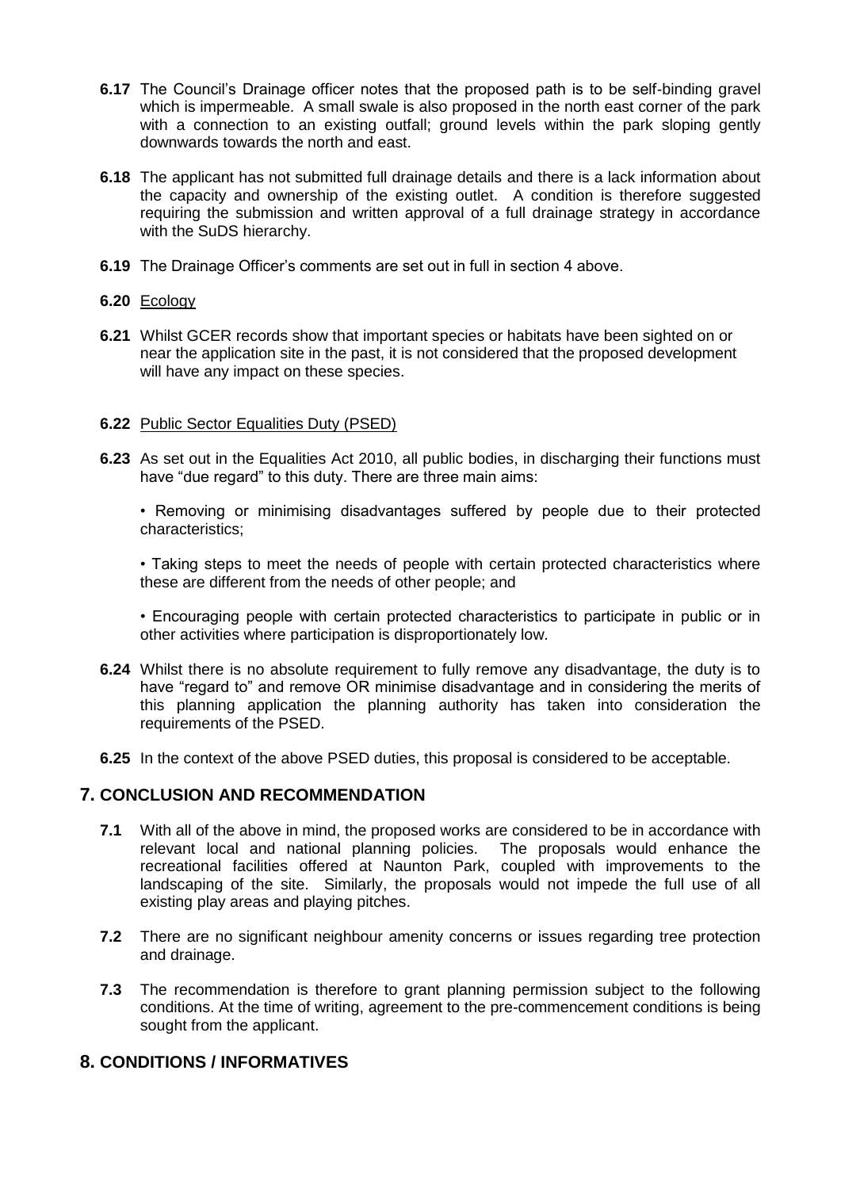**6.17** The Council's Drainage officer notes that the proposed path is to be self-binding gravel which is impermeable. A small swale is also proposed in the north east corner of the park with a connection to an existing outfall; ground levels within the park sloping gently downwards towards the north and east.

**6.18** The applicant has not submitted full drainage details and there is a lack information about the capacity and ownership of the existing outlet. A condition is therefore suggested requiring the submission and written approval of a full drainage strategy in accordance with the SuDS hierarchy.

**6.19** The Drainage Officer's comments are set out in full in section 4 above.

**6.20** Ecology

**6.21** Whilst GCER records show that important species or habitats have been sighted on or near the application site in the past, it is not considered that the proposed development will have any impact on these species.

**6.22** Public Sector Equalities Duty (PSED)

**6.23** As set out in the Equalities Act 2010, all public bodies, in discharging their functions must have "due regard" to this duty. There are three main aims:

• Removing or minimising disadvantages suffered by people due to their protected characteristics;

• Taking steps to meet the needs of people with certain protected characteristics where these are different from the needs of other people; and

• Encouraging people with certain protected characteristics to participate in public or in other activities where participation is disproportionately low.

**6.24** Whilst there is no absolute requirement to fully remove any disadvantage, the duty is to have "regard to" and remove OR minimise disadvantage and in considering the merits of this planning application the planning authority has taken into consideration the requirements of the PSED.

**6.25** In the context of the above PSED duties, this proposal is considered to be acceptable.

## 7. CONCLUSION AND RECOMMENDATION

**7.1** With all of the above in mind, the proposed works are considered to be in accordance with relevant local and national planning policies. The proposals would enhance the recreational facilities offered at Naunton Park, coupled with improvements to the landscaping of the site. Similarly, the proposals would not impede the full use of all existing play areas and playing pitches.

**7.2** There are no significant neighbour amenity concerns or issues regarding tree protection and drainage.

**7.3** The recommendation is therefore to grant planning permission subject to the following conditions. At the time of writing, agreement to the pre-commencement conditions is being sought from the applicant.

## 8. CONDITIONS / INFORMATIVES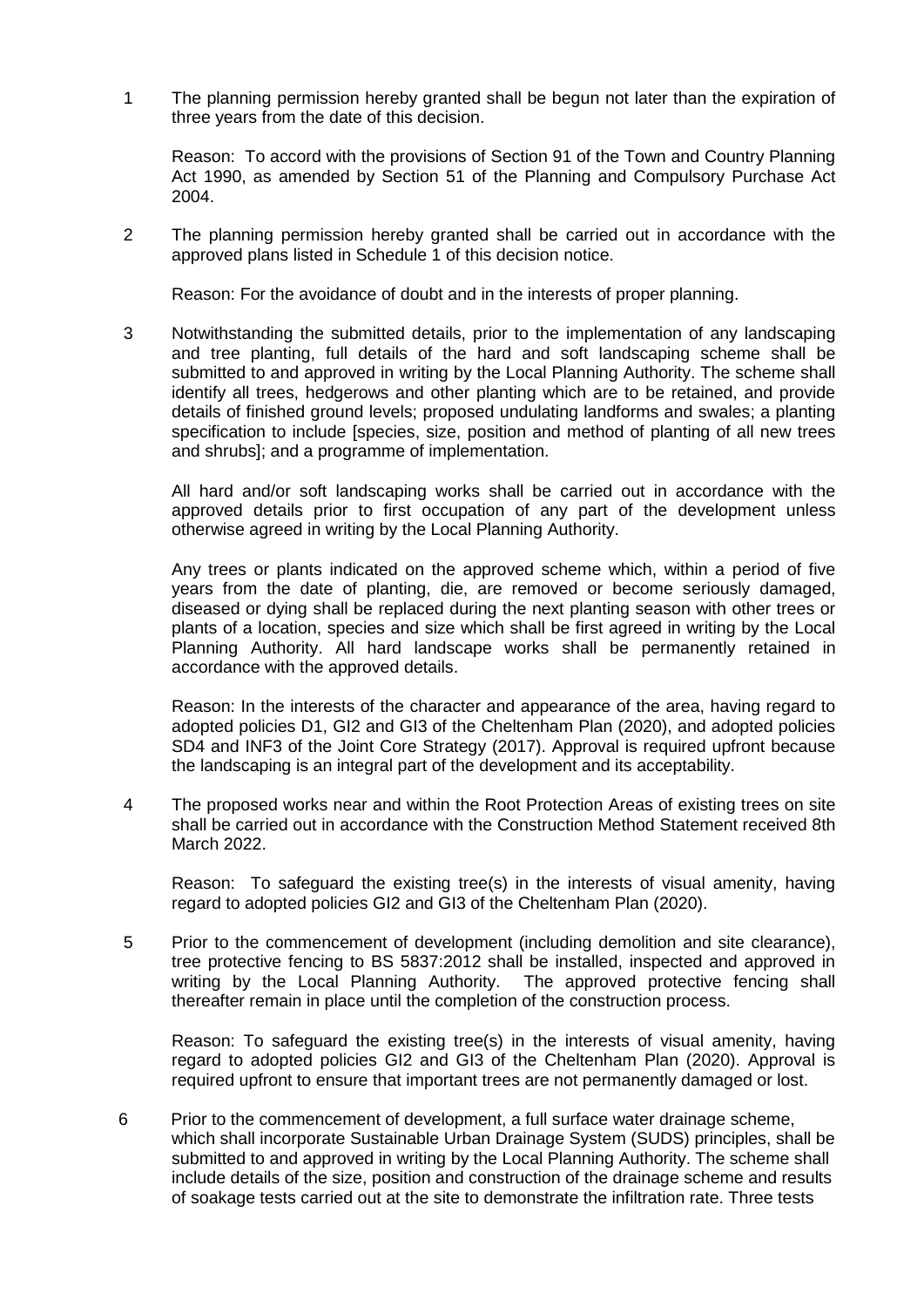1. The planning permission hereby granted shall be begun not later than the expiration of three years from the date of this decision.

   Reason: To accord with the provisions of Section 91 of the Town and Country Planning Act 1990, as amended by Section 51 of the Planning and Compulsory Purchase Act 2004.

2. The planning permission hereby granted shall be carried out in accordance with the approved plans listed in Schedule 1 of this decision notice.

   Reason: For the avoidance of doubt and in the interests of proper planning.

3. Notwithstanding the submitted details, prior to the implementation of any landscaping and tree planting, full details of the hard and soft landscaping scheme shall be submitted to and approved in writing by the Local Planning Authority. The scheme shall identify all trees, hedgerows and other planting which are to be retained, and provide details of finished ground levels; proposed undulating landforms and swales; a planting specification to include [species, size, position and method of planting of all new trees and shrubs]; and a programme of implementation.

   All hard and/or soft landscaping works shall be carried out in accordance with the approved details prior to first occupation of any part of the development unless otherwise agreed in writing by the Local Planning Authority.

   Any trees or plants indicated on the approved scheme which, within a period of five years from the date of planting, die, are removed or become seriously damaged, diseased or dying shall be replaced during the next planting season with other trees or plants of a location, species and size which shall be first agreed in writing by the Local Planning Authority. All hard landscape works shall be permanently retained in accordance with the approved details.

   Reason: In the interests of the character and appearance of the area, having regard to adopted policies D1, GI2 and GI3 of the Cheltenham Plan (2020), and adopted policies SD4 and INF3 of the Joint Core Strategy (2017). Approval is required upfront because the landscaping is an integral part of the development and its acceptability.

4. The proposed works near and within the Root Protection Areas of existing trees on site shall be carried out in accordance with the Construction Method Statement received 8th March 2022.

   Reason: To safeguard the existing tree(s) in the interests of visual amenity, having regard to adopted policies GI2 and GI3 of the Cheltenham Plan (2020).

5. Prior to the commencement of development (including demolition and site clearance), tree protective fencing to BS 5837:2012 shall be installed, inspected and approved in writing by the Local Planning Authority. The approved protective fencing shall thereafter remain in place until the completion of the construction process.

   Reason: To safeguard the existing tree(s) in the interests of visual amenity, having regard to adopted policies GI2 and GI3 of the Cheltenham Plan (2020). Approval is required upfront to ensure that important trees are not permanently damaged or lost.

6. Prior to the commencement of development, a full surface water drainage scheme, which shall incorporate Sustainable Urban Drainage System (SUDS) principles, shall be submitted to and approved in writing by the Local Planning Authority. The scheme shall include details of the size, position and construction of the drainage scheme and results of soakage tests carried out at the site to demonstrate the infiltration rate. Three tests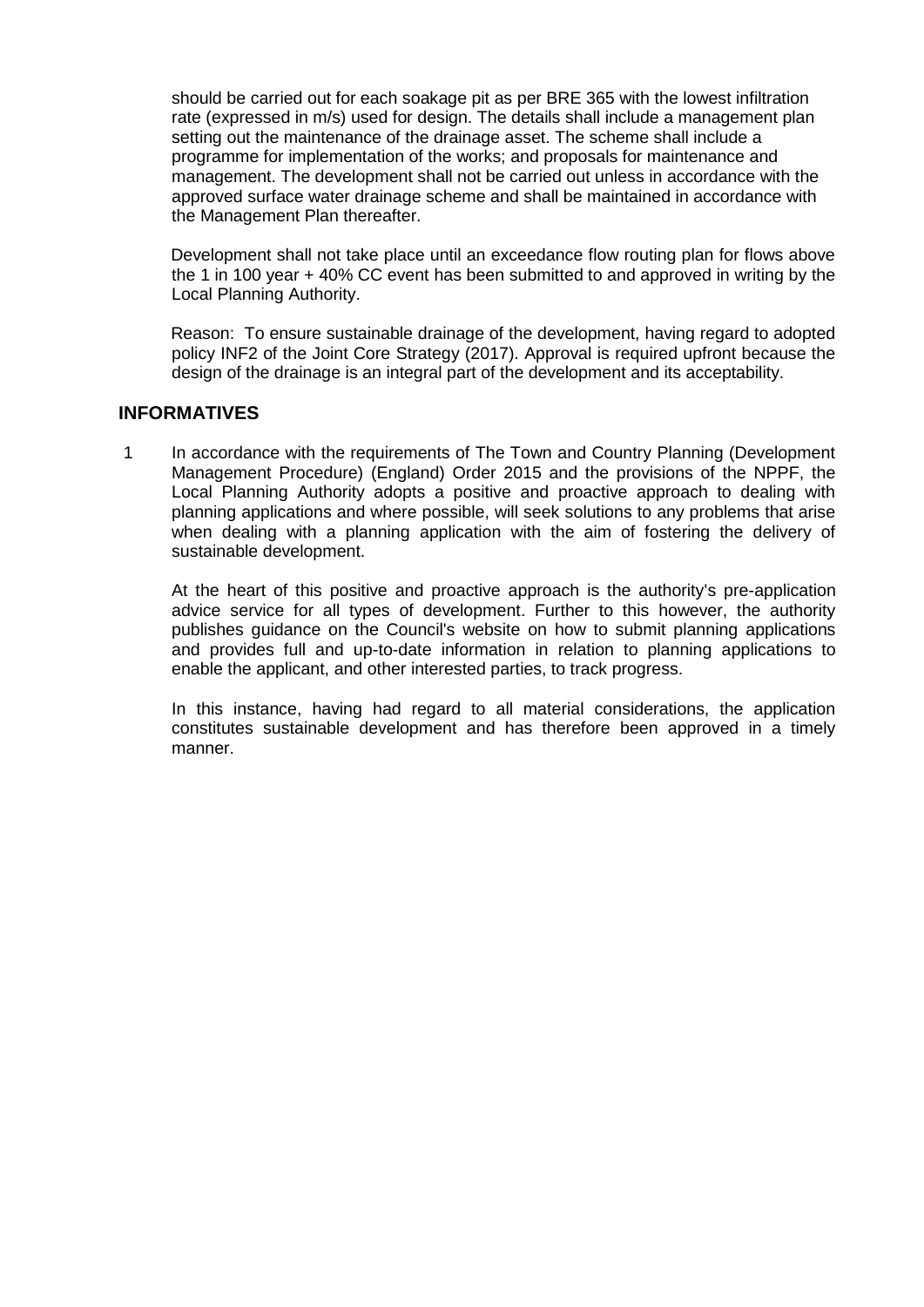should be carried out for each soakage pit as per BRE 365 with the lowest infiltration rate (expressed in m/s) used for design. The details shall include a management plan setting out the maintenance of the drainage asset. The scheme shall include a programme for implementation of the works; and proposals for maintenance and management. The development shall not be carried out unless in accordance with the approved surface water drainage scheme and shall be maintained in accordance with the Management Plan thereafter.

Development shall not take place until an exceedance flow routing plan for flows above the 1 in 100 year + 40% CC event has been submitted to and approved in writing by the Local Planning Authority.

Reason: To ensure sustainable drainage of the development, having regard to adopted policy INF2 of the Joint Core Strategy (2017). Approval is required upfront because the design of the drainage is an integral part of the development and its acceptability.

## INFORMATIVES

1 In accordance with the requirements of The Town and Country Planning (Development Management Procedure) (England) Order 2015 and the provisions of the NPPF, the Local Planning Authority adopts a positive and proactive approach to dealing with planning applications and where possible, will seek solutions to any problems that arise when dealing with a planning application with the aim of fostering the delivery of sustainable development.

At the heart of this positive and proactive approach is the authority's pre-application advice service for all types of development. Further to this however, the authority publishes guidance on the Council's website on how to submit planning applications and provides full and up-to-date information in relation to planning applications to enable the applicant, and other interested parties, to track progress.

In this instance, having had regard to all material considerations, the application constitutes sustainable development and has therefore been approved in a timely manner.